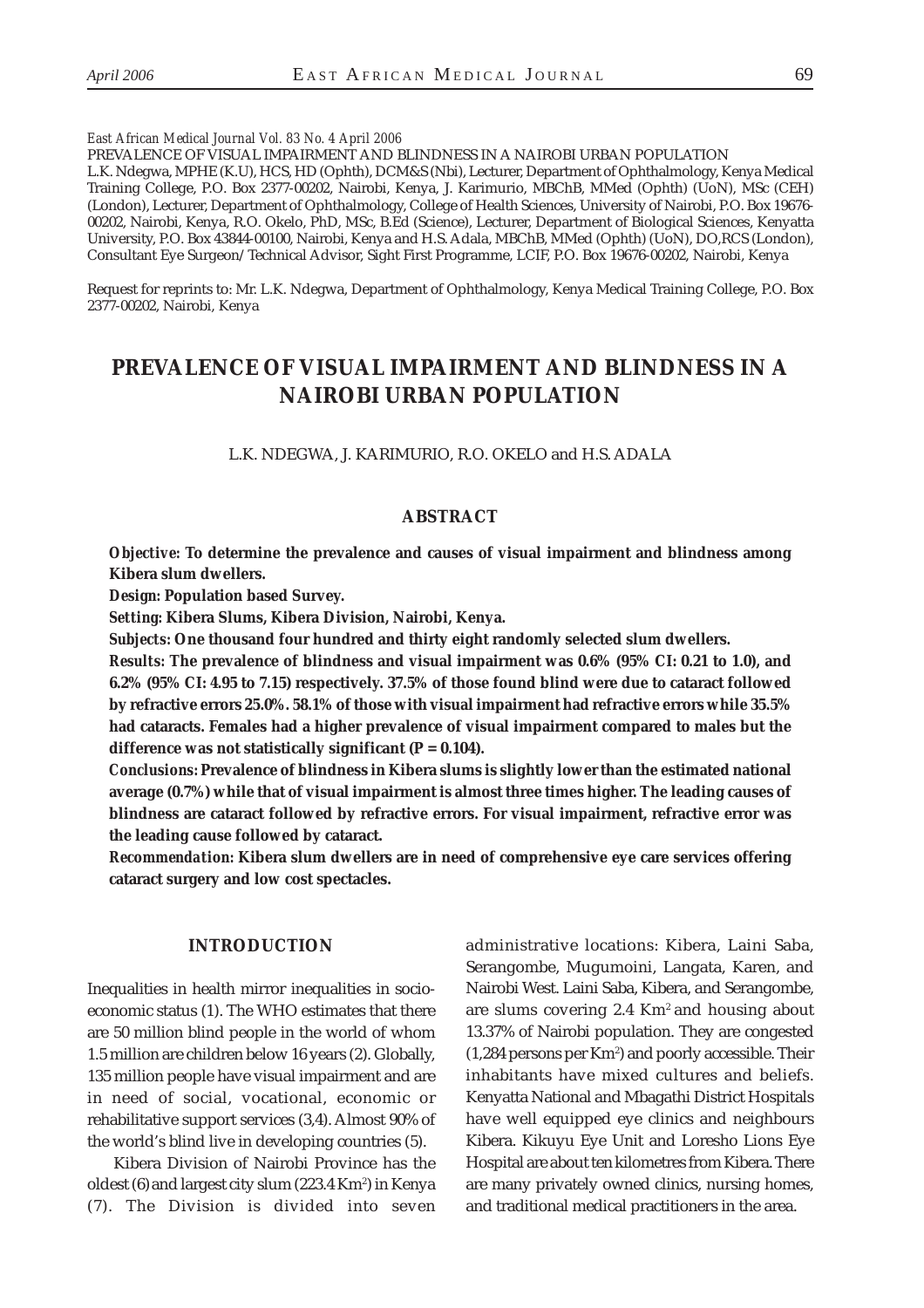*East African Medical Journal Vol. 83 No. 4 April 2006*

PREVALENCE OF VISUAL IMPAIRMENT AND BLINDNESS IN A NAIROBI URBAN POPULATION

L.K. Ndegwa, MPHE (K.U), HCS, HD (Ophth), DCM&S (Nbi), Lecturer, Department of Ophthalmology, Kenya Medical Training College, P.O. Box 2377-00202, Nairobi, Kenya, J. Karimurio, MBChB, MMed (Ophth) (UoN), MSc (CEH) (London), Lecturer, Department of Ophthalmology, College of Health Sciences, University of Nairobi, P.O. Box 19676-00202, Nairobi, Kenya, R.O. Okelo, PhD, MSc, B.Ed (Science), Lecturer, Department of Biological Sciences, Kenyatta University, P.O. Box 43844-00100, Nairobi, Kenya and H.S. Adala, MBChB, MMed (Ophth) (UoN), DO,RCS (London), Consultant Eye Surgeon/Technical Advisor, Sight First Programme, LCIF, P.O. Box 19676-00202, Nairobi, Kenya

Request for reprints to: Mr. L.K. Ndegwa, Department of Ophthalmology, Kenya Medical Training College, P.O. Box 2377-00202, Nairobi, Kenya

# PREVALENCE OF VISUAL IMPAIRMENT AND BLINDNESS IN A NAIROBI URBAN POPULATION

L.K. NDEGWA, J. KARIMURIO, R.O. OKELO and H.S. ADALA

## ABSTRACT

***Objective:*** **To determine the prevalence and causes of visual impairment and blindness among Kibera slum dwellers.**

***Design:*** **Population based Survey.**

***Setting:*** **Kibera Slums, Kibera Division, Nairobi, Kenya.**

***Subjects:*** **One thousand four hundred and thirty eight randomly selected slum dwellers.**

***Results:*** **The prevalence of blindness and visual impairment was 0.6% (95% CI: 0.21 to 1.0), and 6.2% (95% CI: 4.95 to 7.15) respectively. 37.5% of those found blind were due to cataract followed by refractive errors 25.0%. 58.1% of those with visual impairment had refractive errors while 35.5% had cataracts. Females had a higher prevalence of visual impairment compared to males but the difference was not statistically significant (P = 0.104).**

***Conclusions:*** **Prevalence of blindness in Kibera slums is slightly lower than the estimated national average (0.7%) while that of visual impairment is almost three times higher. The leading causes of blindness are cataract followed by refractive errors. For visual impairment, refractive error was the leading cause followed by cataract.**

***Recommendation:*** **Kibera slum dwellers are in need of comprehensive eye care services offering cataract surgery and low cost spectacles.**

## INTRODUCTION

Inequalities in health mirror inequalities in socio-economic status (1). The WHO estimates that there are 50 million blind people in the world of whom 1.5 million are children below 16 years (2). Globally, 135 million people have visual impairment and are in need of social, vocational, economic or rehabilitative support services (3,4). Almost 90% of the world's blind live in developing countries (5).

Kibera Division of Nairobi Province has the oldest (6) and largest city slum (223.4 Km$^2$) in Kenya (7). The Division is divided into seven administrative locations: Kibera, Laini Saba, Serangombe, Mugumoini, Langata, Karen, and Nairobi West. Laini Saba, Kibera, and Serangombe, are slums covering 2.4 Km$^2$ and housing about 13.37% of Nairobi population. They are congested (1,284 persons per Km$^2$) and poorly accessible. Their inhabitants have mixed cultures and beliefs. Kenyatta National and Mbagathi District Hospitals have well equipped eye clinics and neighbours Kibera. Kikuyu Eye Unit and Loresho Lions Eye Hospital are about ten kilometres from Kibera. There are many privately owned clinics, nursing homes, and traditional medical practitioners in the area.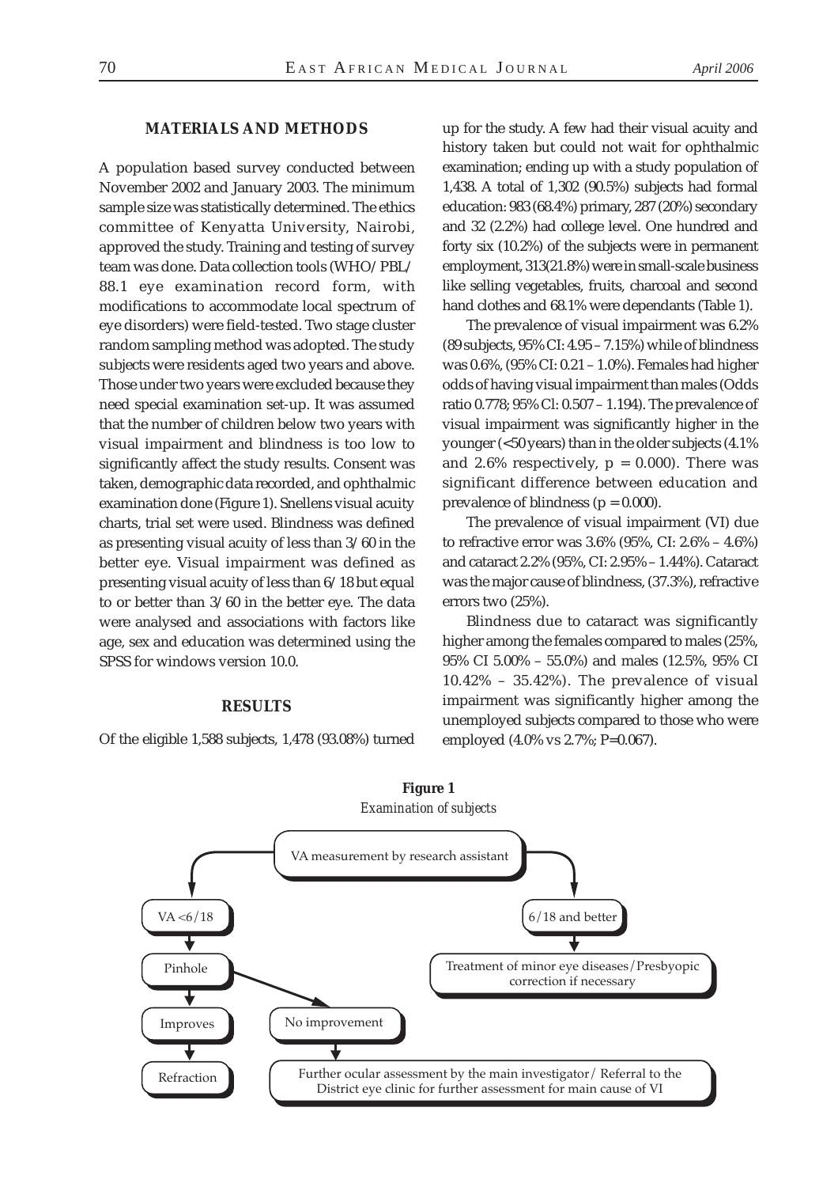## MATERIALS AND METHODS

A population based survey conducted between November 2002 and January 2003. The minimum sample size was statistically determined. The ethics committee of Kenyatta University, Nairobi, approved the study. Training and testing of survey team was done. Data collection tools (WHO/PBL/88.1 eye examination record form, with modifications to accommodate local spectrum of eye disorders) were field-tested. Two stage cluster random sampling method was adopted. The study subjects were residents aged two years and above. Those under two years were excluded because they need special examination set-up. It was assumed that the number of children below two years with visual impairment and blindness is too low to significantly affect the study results. Consent was taken, demographic data recorded, and ophthalmic examination done (Figure 1). Snellens visual acuity charts, trial set were used. Blindness was defined as presenting visual acuity of less than 3/60 in the better eye. Visual impairment was defined as presenting visual acuity of less than 6/18 but equal to or better than 3/60 in the better eye. The data were analysed and associations with factors like age, sex and education was determined using the SPSS for windows version 10.0.

## RESULTS

Of the eligible 1,588 subjects, 1,478 (93.08%) turned up for the study. A few had their visual acuity and history taken but could not wait for ophthalmic examination; ending up with a study population of 1,438. A total of 1,302 (90.5%) subjects had formal education: 983 (68.4%) primary, 287 (20%) secondary and 32 (2.2%) had college level. One hundred and forty six (10.2%) of the subjects were in permanent employment, 313(21.8%) were in small-scale business like selling vegetables, fruits, charcoal and second hand clothes and 68.1% were dependants (Table 1).

The prevalence of visual impairment was 6.2% (89 subjects, 95% CI: 4.95 – 7.15%) while of blindness was 0.6%, (95% CI: 0.21 – 1.0%). Females had higher odds of having visual impairment than males (Odds ratio 0.778; 95% Cl: 0.507 – 1.194). The prevalence of visual impairment was significantly higher in the younger (<50 years) than in the older subjects (4.1% and 2.6% respectively, $p = 0.000$). There was significant difference between education and prevalence of blindness ($p = 0.000$).

The prevalence of visual impairment (VI) due to refractive error was 3.6% (95%, CI: 2.6% – 4.6%) and cataract 2.2% (95%, CI: 2.95% – 1.44%). Cataract was the major cause of blindness, (37.3%), refractive errors two (25%).

Blindness due to cataract was significantly higher among the females compared to males (25%, 95% CI 5.00% – 55.0%) and males (12.5%, 95% CI 10.42% – 35.42%). The prevalence of visual impairment was significantly higher among the unemployed subjects compared to those who were employed (4.0% vs 2.7%; P=0.067).

**Figure 1**
*Examination of subjects*

- VA measurement by research assistant
  - VA <6/18 → Pinhole
    - Improves → Refraction
    - No improvement → Further ocular assessment by the main investigator/ Referral to the District eye clinic for further assessment for main cause of VI
  - 6/18 and better → Treatment of minor eye diseases/Presbyopic correction if necessary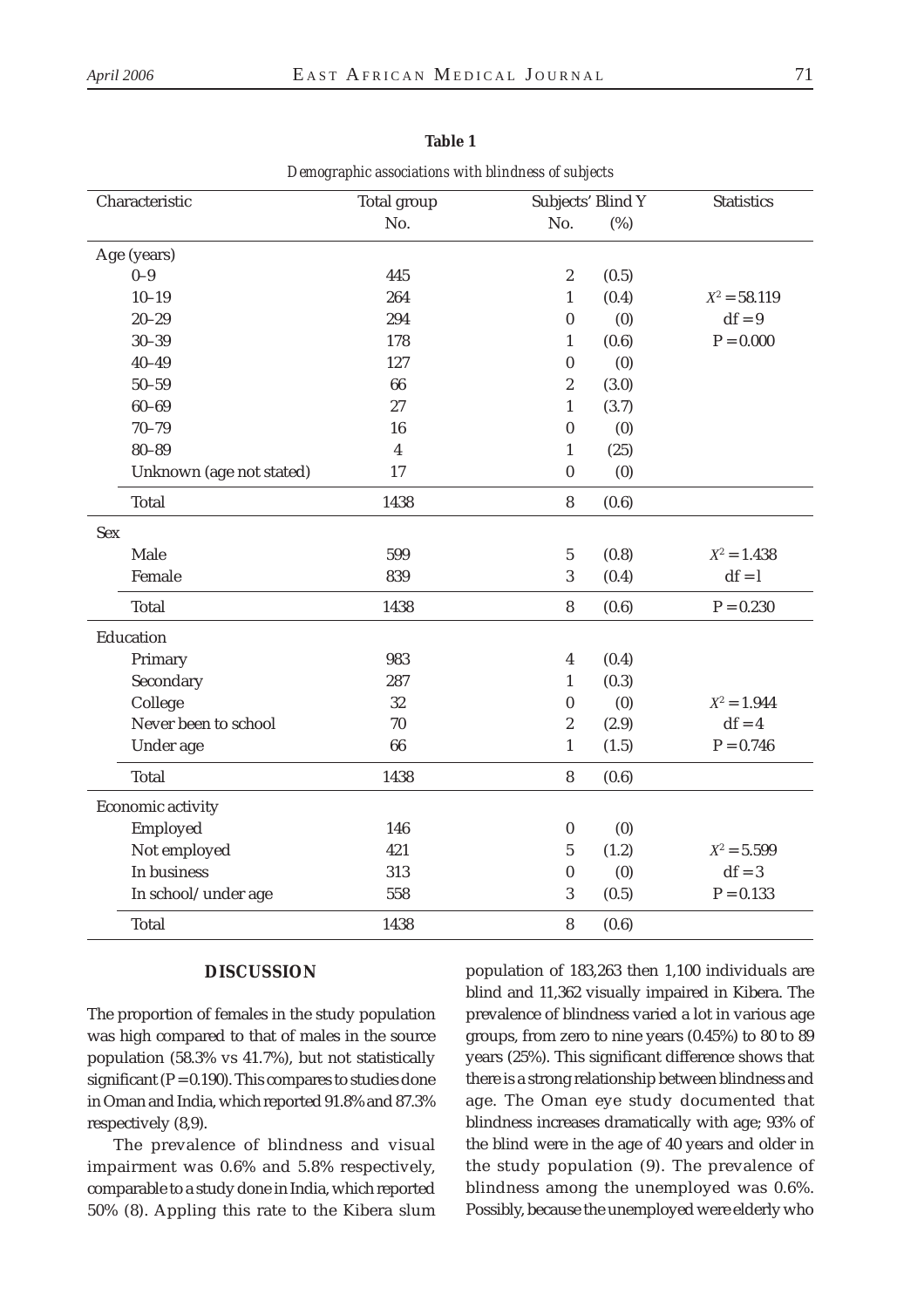**Table 1**

*Demographic associations with blindness of subjects*

| Characteristic | Total group No. | Subjects' Blind Y No. | (%) | Statistics |
|---|---|---|---|---|
| Age (years) | | | | |
| 0–9 | 445 | 2 | (0.5) | |
| 10–19 | 264 | 1 | (0.4) | $X^2 = 58.119$ |
| 20–29 | 294 | 0 | (0) | df = 9 |
| 30–39 | 178 | 1 | (0.6) | P = 0.000 |
| 40–49 | 127 | 0 | (0) | |
| 50–59 | 66 | 2 | (3.0) | |
| 60–69 | 27 | 1 | (3.7) | |
| 70–79 | 16 | 0 | (0) | |
| 80–89 | 4 | 1 | (25) | |
| Unknown (age not stated) | 17 | 0 | (0) | |
| Total | 1438 | 8 | (0.6) | |
| Sex | | | | |
| Male | 599 | 5 | (0.8) | $X^2 = 1.438$ |
| Female | 839 | 3 | (0.4) | df = 1 |
| Total | 1438 | 8 | (0.6) | P = 0.230 |
| Education | | | | |
| Primary | 983 | 4 | (0.4) | |
| Secondary | 287 | 1 | (0.3) | |
| College | 32 | 0 | (0) | $X^2 = 1.944$ |
| Never been to school | 70 | 2 | (2.9) | df = 4 |
| Under age | 66 | 1 | (1.5) | P = 0.746 |
| Total | 1438 | 8 | (0.6) | |
| Economic activity | | | | |
| Employed | 146 | 0 | (0) | |
| Not employed | 421 | 5 | (1.2) | $X^2 = 5.599$ |
| In business | 313 | 0 | (0) | df = 3 |
| In school/ under age | 558 | 3 | (0.5) | P = 0.133 |
| Total | 1438 | 8 | (0.6) | |

## DISCUSSION

The proportion of females in the study population was high compared to that of males in the source population (58.3% vs 41.7%), but not statistically significant (P = 0.190). This compares to studies done in Oman and India, which reported 91.8% and 87.3% respectively (8,9).

The prevalence of blindness and visual impairment was 0.6% and 5.8% respectively, comparable to a study done in India, which reported 50% (8). Appling this rate to the Kibera slum population of 183,263 then 1,100 individuals are blind and 11,362 visually impaired in Kibera. The prevalence of blindness varied a lot in various age groups, from zero to nine years (0.45%) to 80 to 89 years (25%). This significant difference shows that there is a strong relationship between blindness and age. The Oman eye study documented that blindness increases dramatically with age; 93% of the blind were in the age of 40 years and older in the study population (9). The prevalence of blindness among the unemployed was 0.6%. Possibly, because the unemployed were elderly who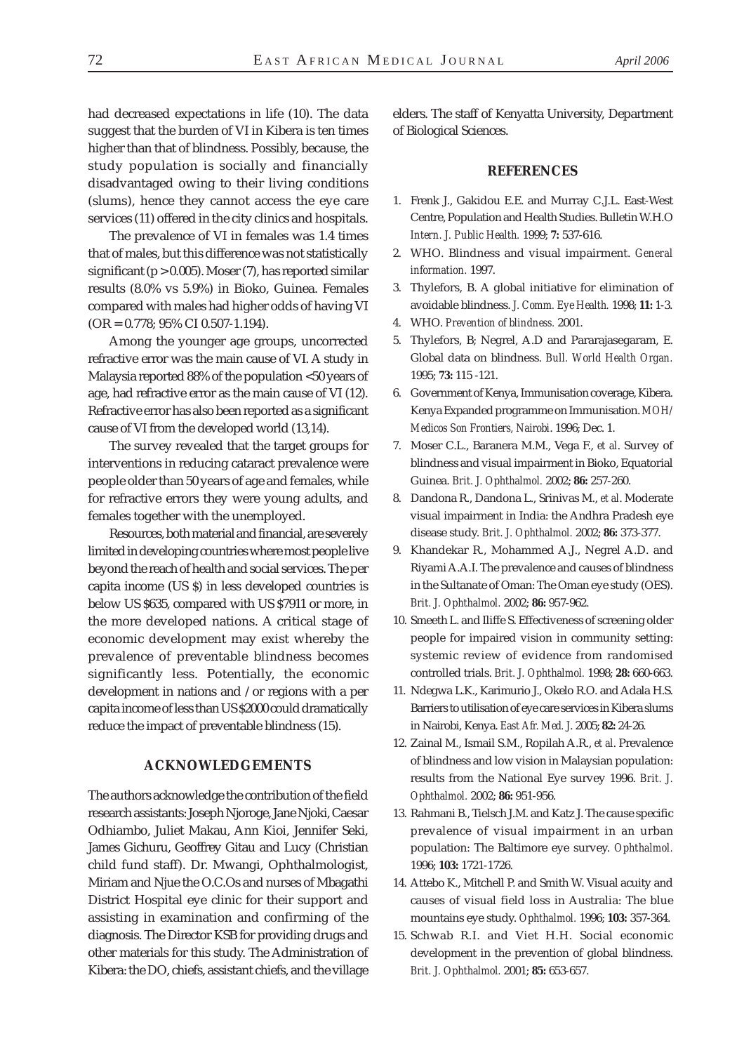had decreased expectations in life (10). The data suggest that the burden of VI in Kibera is ten times higher than that of blindness. Possibly, because, the study population is socially and financially disadvantaged owing to their living conditions (slums), hence they cannot access the eye care services (11) offered in the city clinics and hospitals.

The prevalence of VI in females was 1.4 times that of males, but this difference was not statistically significant ($p > 0.005$). Moser (7), has reported similar results (8.0% vs 5.9%) in Bioko, Guinea. Females compared with males had higher odds of having VI (OR = 0.778; 95% CI 0.507-1.194).

Among the younger age groups, uncorrected refractive error was the main cause of VI. A study in Malaysia reported 88% of the population <50 years of age, had refractive error as the main cause of VI (12). Refractive error has also been reported as a significant cause of VI from the developed world (13,14).

The survey revealed that the target groups for interventions in reducing cataract prevalence were people older than 50 years of age and females, while for refractive errors they were young adults, and females together with the unemployed.

Resources, both material and financial, are severely limited in developing countries where most people live beyond the reach of health and social services. The per capita income (US $) in less developed countries is below US $635, compared with US $7911 or more, in the more developed nations. A critical stage of economic development may exist whereby the prevalence of preventable blindness becomes significantly less. Potentially, the economic development in nations and /or regions with a per capita income of less than US $2000 could dramatically reduce the impact of preventable blindness (15).

## ACKNOWLEDGEMENTS

The authors acknowledge the contribution of the field research assistants: Joseph Njoroge, Jane Njoki, Caesar Odhiambo, Juliet Makau, Ann Kioi, Jennifer Seki, James Gichuru, Geoffrey Gitau and Lucy (Christian child fund staff). Dr. Mwangi, Ophthalmologist, Miriam and Njue the O.C.Os and nurses of Mbagathi District Hospital eye clinic for their support and assisting in examination and confirming of the diagnosis. The Director KSB for providing drugs and other materials for this study. The Administration of Kibera: the DO, chiefs, assistant chiefs, and the village elders. The staff of Kenyatta University, Department of Biological Sciences.

## REFERENCES

1. Frenk J., Gakidou E.E. and Murray C.J.L. East-West Centre, Population and Health Studies. Bulletin W.H.O *Intern. J. Public Health.* 1999; **7:** 537-616.
2. WHO. Blindness and visual impairment. *General information.* 1997.
3. Thylefors, B. A global initiative for elimination of avoidable blindness. *J. Comm. Eye Health.* 1998; **11:** 1-3.
4. WHO. *Prevention of blindness.* 2001.
5. Thylefors, B; Negrel, A.D and Pararajasegaram, E. Global data on blindness. *Bull. World Health Organ.* 1995; **73:** 115 -121.
6. Government of Kenya, Immunisation coverage, Kibera. Kenya Expanded programme on Immunisation. *MOH/ Medicos Son Frontiers, Nairobi.* 1996; Dec. 1.
7. Moser C.L., Baranera M.M., Vega F., *et al.* Survey of blindness and visual impairment in Bioko, Equatorial Guinea. *Brit. J. Ophthalmol.* 2002; **86:** 257-260.
8. Dandona R., Dandona L., Srinivas M., *et al.* Moderate visual impairment in India: the Andhra Pradesh eye disease study. *Brit. J. Ophthalmol.* 2002; **86:** 373-377.
9. Khandekar R., Mohammed A.J., Negrel A.D. and Riyami A.A.I. The prevalence and causes of blindness in the Sultanate of Oman: The Oman eye study (OES). *Brit. J. Ophthalmol.* 2002; **86:** 957-962.
10. Smeeth L. and Iliffe S. Effectiveness of screening older people for impaired vision in community setting: systemic review of evidence from randomised controlled trials. *Brit. J. Ophthalmol.* 1998; **28:** 660-663.
11. Ndegwa L.K., Karimurio J., Okelo R.O. and Adala H.S. Barriers to utilisation of eye care services in Kibera slums in Nairobi, Kenya. *East Afr. Med. J.* 2005; **82:** 24-26.
12. Zainal M., Ismail S.M., Ropilah A.R., *et al.* Prevalence of blindness and low vision in Malaysian population: results from the National Eye survey 1996. *Brit. J. Ophthalmol.* 2002; **86:** 951-956.
13. Rahmani B., Tielsch J.M. and Katz J. The cause specific prevalence of visual impairment in an urban population: The Baltimore eye survey. *Ophthalmol.* 1996; **103:** 1721-1726.
14. Attebo K., Mitchell P. and Smith W. Visual acuity and causes of visual field loss in Australia: The blue mountains eye study. *Ophthalmol.* 1996; **103:** 357-364.
15. Schwab R.I. and Viet H.H. Social economic development in the prevention of global blindness. *Brit. J. Ophthalmol.* 2001; **85:** 653-657.